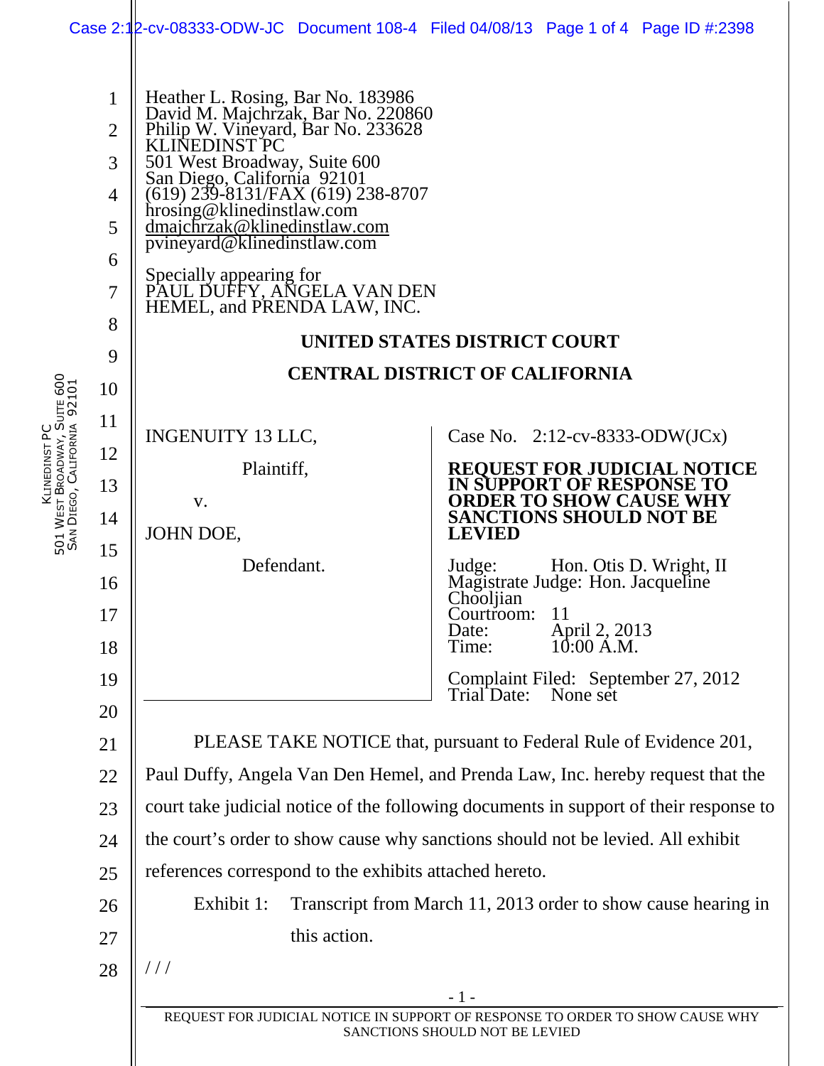Heather L. Rosing, Bar No. 183986
David M. Majchrzak, Bar No. 220860
Philip W. Vineyard, Bar No. 233628
KLINEDINST PC
501 West Broadway, Suite 600
San Diego, California 92101
(619) 239-8131/FAX (619) 238-8707
hrosing@klinedinstlaw.com
dmajchrzak@klinedinstlaw.com
pvineyard@klinedinstlaw.com

Specially appearing for
PAUL DUFFY, ANGELA VAN DEN HEMEL, and PRENDA LAW, INC.

**UNITED STATES DISTRICT COURT**

**CENTRAL DISTRICT OF CALIFORNIA**

| | |
|---|---|
| INGENUITY 13 LLC,<br><br>Plaintiff,<br><br>v.<br><br>JOHN DOE,<br><br>Defendant. | Case No. 2:12-cv-8333-ODW(JCx)<br><br>**REQUEST FOR JUDICIAL NOTICE IN SUPPORT OF RESPONSE TO ORDER TO SHOW CAUSE WHY SANCTIONS SHOULD NOT BE LEVIED**<br><br>Judge: Hon. Otis D. Wright, II<br>Magistrate Judge: Hon. Jacqueline Chooljian<br>Courtroom: 11<br>Date: April 2, 2013<br>Time: 10:00 A.M.<br><br>Complaint Filed: September 27, 2012<br>Trial Date: None set |

PLEASE TAKE NOTICE that, pursuant to Federal Rule of Evidence 201, Paul Duffy, Angela Van Den Hemel, and Prenda Law, Inc. hereby request that the court take judicial notice of the following documents in support of their response to the court's order to show cause why sanctions should not be levied. All exhibit references correspond to the exhibits attached hereto.

Exhibit 1: Transcript from March 11, 2013 order to show cause hearing in this action.

/ / /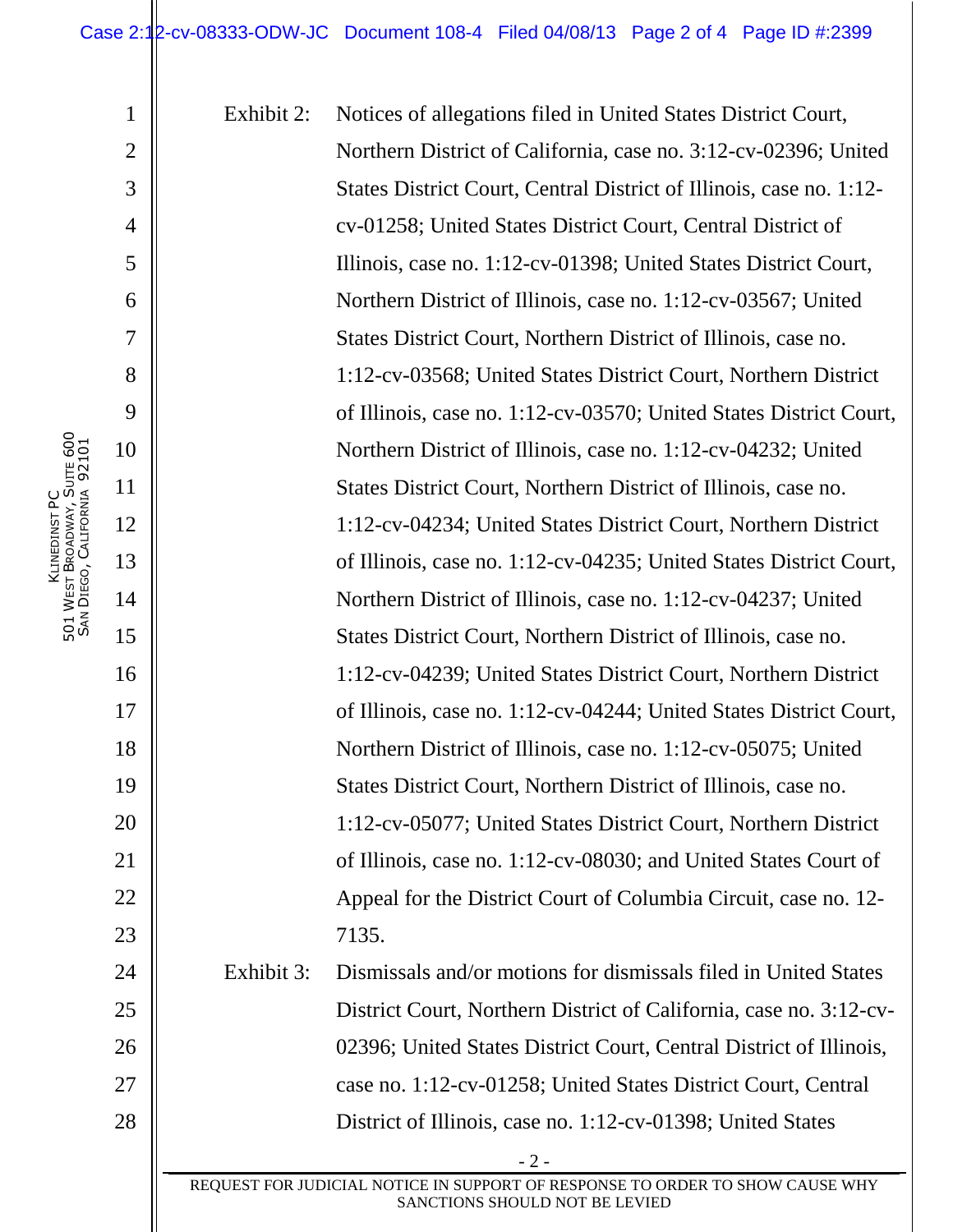Exhibit 2: Notices of allegations filed in United States District Court, Northern District of California, case no. 3:12-cv-02396; United States District Court, Central District of Illinois, case no. 1:12-cv-01258; United States District Court, Central District of Illinois, case no. 1:12-cv-01398; United States District Court, Northern District of Illinois, case no. 1:12-cv-03567; United States District Court, Northern District of Illinois, case no. 1:12-cv-03568; United States District Court, Northern District of Illinois, case no. 1:12-cv-03570; United States District Court, Northern District of Illinois, case no. 1:12-cv-04232; United States District Court, Northern District of Illinois, case no. 1:12-cv-04234; United States District Court, Northern District of Illinois, case no. 1:12-cv-04235; United States District Court, Northern District of Illinois, case no. 1:12-cv-04237; United States District Court, Northern District of Illinois, case no. 1:12-cv-04239; United States District Court, Northern District of Illinois, case no. 1:12-cv-04244; United States District Court, Northern District of Illinois, case no. 1:12-cv-05075; United States District Court, Northern District of Illinois, case no. 1:12-cv-05077; United States District Court, Northern District of Illinois, case no. 1:12-cv-08030; and United States Court of Appeal for the District Court of Columbia Circuit, case no. 12-7135.

Exhibit 3: Dismissals and/or motions for dismissals filed in United States District Court, Northern District of California, case no. 3:12-cv-02396; United States District Court, Central District of Illinois, case no. 1:12-cv-01258; United States District Court, Central District of Illinois, case no. 1:12-cv-01398; United States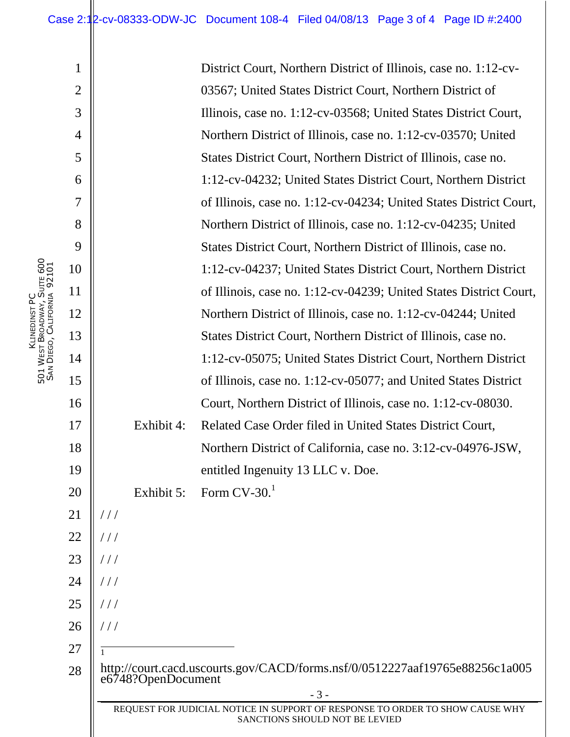District Court, Northern District of Illinois, case no. 1:12-cv-03567; United States District Court, Northern District of Illinois, case no. 1:12-cv-03568; United States District Court, Northern District of Illinois, case no. 1:12-cv-03570; United States District Court, Northern District of Illinois, case no. 1:12-cv-04232; United States District Court, Northern District of Illinois, case no. 1:12-cv-04234; United States District Court, Northern District of Illinois, case no. 1:12-cv-04235; United States District Court, Northern District of Illinois, case no. 1:12-cv-04237; United States District Court, Northern District of Illinois, case no. 1:12-cv-04239; United States District Court, Northern District of Illinois, case no. 1:12-cv-04244; United States District Court, Northern District of Illinois, case no. 1:12-cv-05075; United States District Court, Northern District of Illinois, case no. 1:12-cv-05077; and United States District Court, Northern District of Illinois, case no. 1:12-cv-08030.

Exhibit 4: Related Case Order filed in United States District Court, Northern District of California, case no. 3:12-cv-04976-JSW, entitled Ingenuity 13 LLC v. Doe.

Exhibit 5: Form CV-30.[1]

/ / /

/ / /

/ / /

/ / /

/ / /

/ / /

---

[1] http://court.cacd.uscourts.gov/CACD/forms.nsf/0/0512227aaf19765e88256c1a005e6748?OpenDocument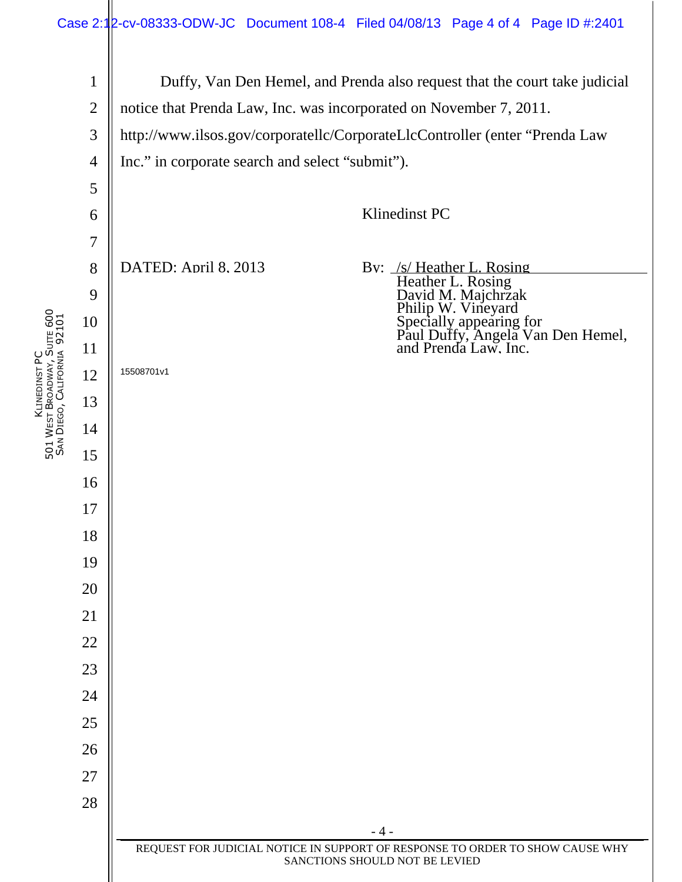Duffy, Van Den Hemel, and Prenda also request that the court take judicial notice that Prenda Law, Inc. was incorporated on November 7, 2011. http://www.ilsos.gov/corporatellc/CorporateLlcController (enter "Prenda Law Inc." in corporate search and select "submit").

Klinedinst PC

DATED: April 8, 2013

By: /s/ Heather L. Rosing
Heather L. Rosing
David M. Majchrzak
Philip W. Vineyard
Specially appearing for
Paul Duffy, Angela Van Den Hemel, and Prenda Law, Inc.

15508701v1